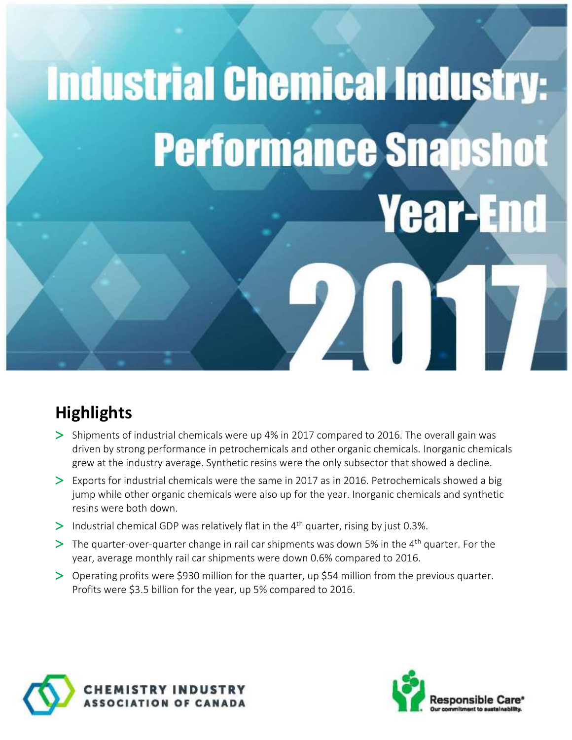# Industrial Chemical Industry: Performance Snapshot Year-End 2017

## Highlights

- Shipments of industrial chemicals were up 4% in 2017 compared to 2016. The overall gain was driven by strong performance in petrochemicals and other organic chemicals. Inorganic chemicals grew at the industry average. Synthetic resins were the only subsector that showed a decline.
- Exports for industrial chemicals were the same in 2017 as in 2016. Petrochemicals showed a big jump while other organic chemicals were also up for the year. Inorganic chemicals and synthetic resins were both down.
- Industrial chemical GDP was relatively flat in the 4th quarter, rising by just 0.3%.
- The quarter-over-quarter change in rail car shipments was down 5% in the 4th quarter. For the year, average monthly rail car shipments were down 0.6% compared to 2016.
- Operating profits were $930 million for the quarter, up $54 million from the previous quarter. Profits were $3.5 billion for the year, up 5% compared to 2016.

CHEMISTRY INDUSTRY ASSOCIATION OF CANADA

Responsible Care® Our commitment to sustainability.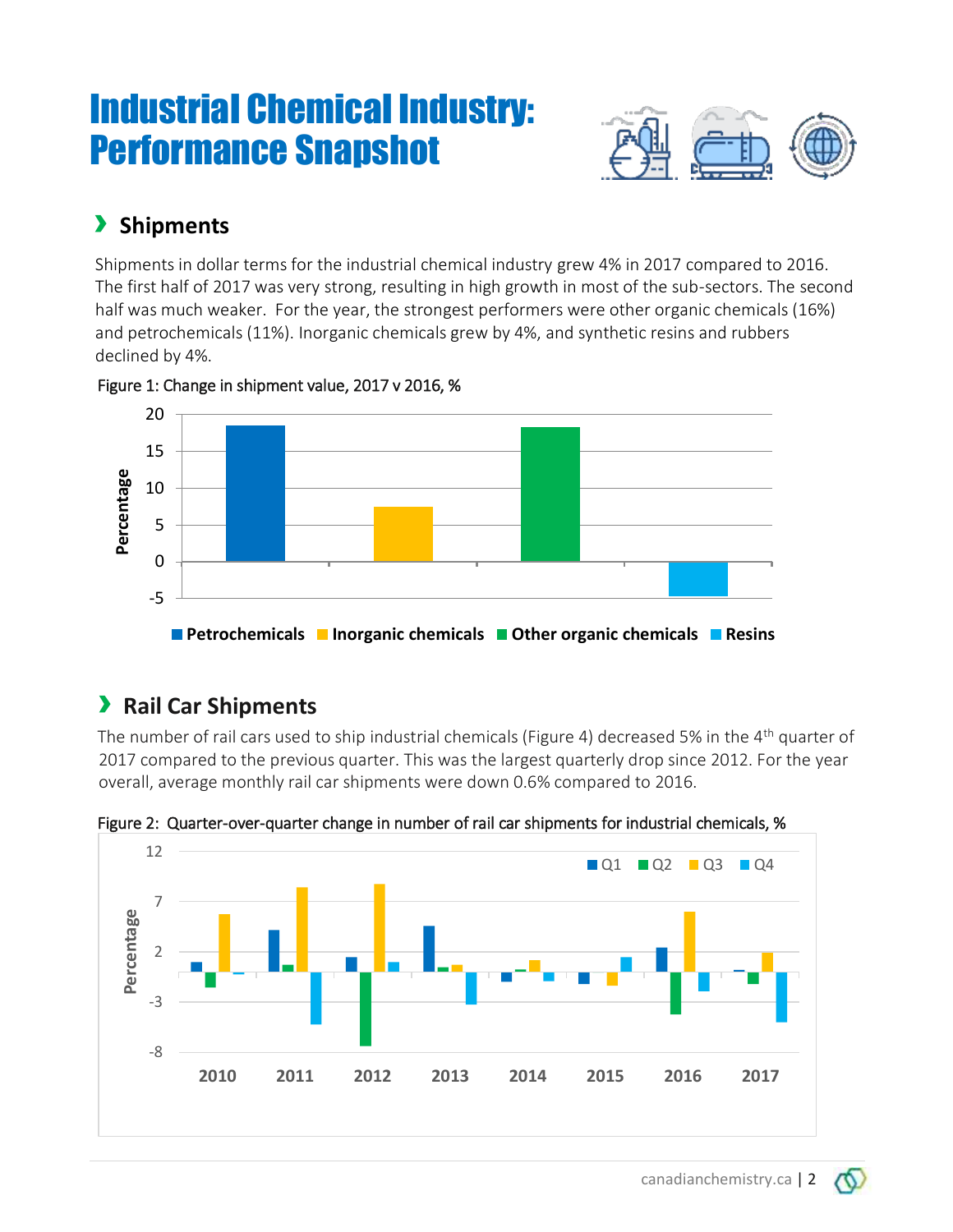# Industrial Chemical Industry: Performance Snapshot

## Shipments

Shipments in dollar terms for the industrial chemical industry grew 4% in 2017 compared to 2016. The first half of 2017 was very strong, resulting in high growth in most of the sub-sectors. The second half was much weaker. For the year, the strongest performers were other organic chemicals (16%) and petrochemicals (11%). Inorganic chemicals grew by 4%, and synthetic resins and rubbers declined by 4%.

Figure 1: Change in shipment value, 2017 v 2016, %

## Rail Car Shipments

The number of rail cars used to ship industrial chemicals (Figure 4) decreased 5% in the 4th quarter of 2017 compared to the previous quarter. This was the largest quarterly drop since 2012. For the year overall, average monthly rail car shipments were down 0.6% compared to 2016.

Figure 2: Quarter-over-quarter change in number of rail car shipments for industrial chemicals, %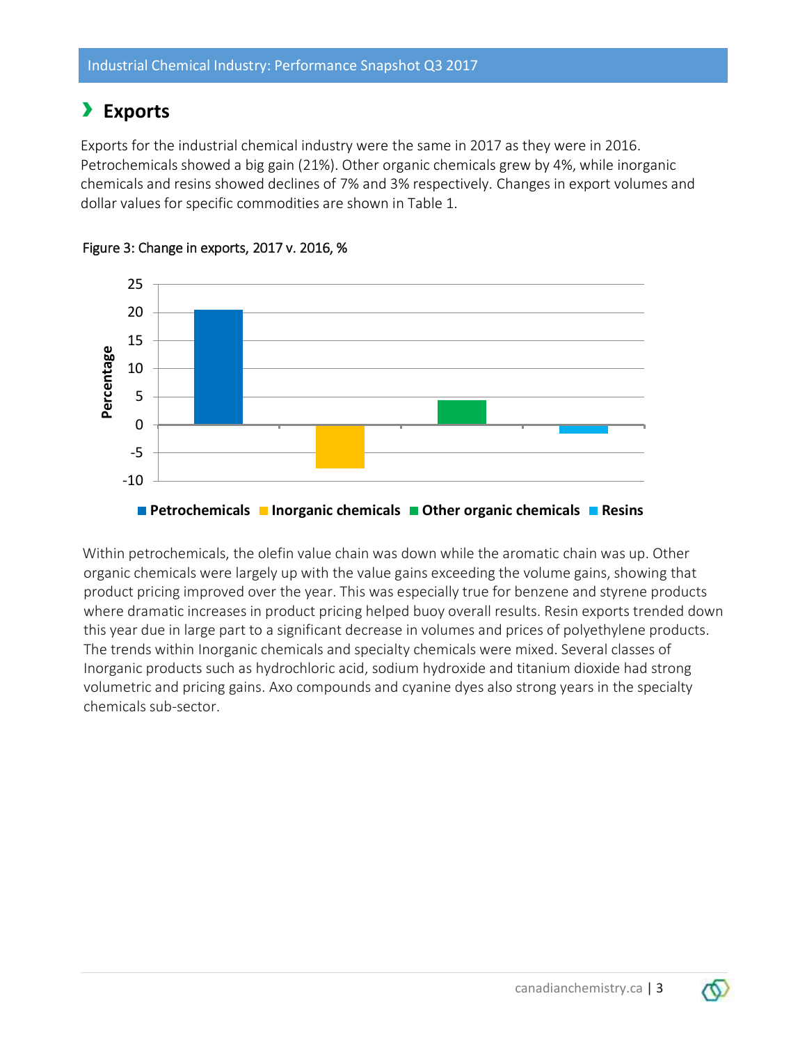# Exports

Exports for the industrial chemical industry were the same in 2017 as they were in 2016. Petrochemicals showed a big gain (21%). Other organic chemicals grew by 4%, while inorganic chemicals and resins showed declines of 7% and 3% respectively. Changes in export volumes and dollar values for specific commodities are shown in Table 1.

Figure 3: Change in exports, 2017 v. 2016, %

Within petrochemicals, the olefin value chain was down while the aromatic chain was up. Other organic chemicals were largely up with the value gains exceeding the volume gains, showing that product pricing improved over the year. This was especially true for benzene and styrene products where dramatic increases in product pricing helped buoy overall results. Resin exports trended down this year due in large part to a significant decrease in volumes and prices of polyethylene products. The trends within Inorganic chemicals and specialty chemicals were mixed. Several classes of Inorganic products such as hydrochloric acid, sodium hydroxide and titanium dioxide had strong volumetric and pricing gains. Axo compounds and cyanine dyes also strong years in the specialty chemicals sub-sector.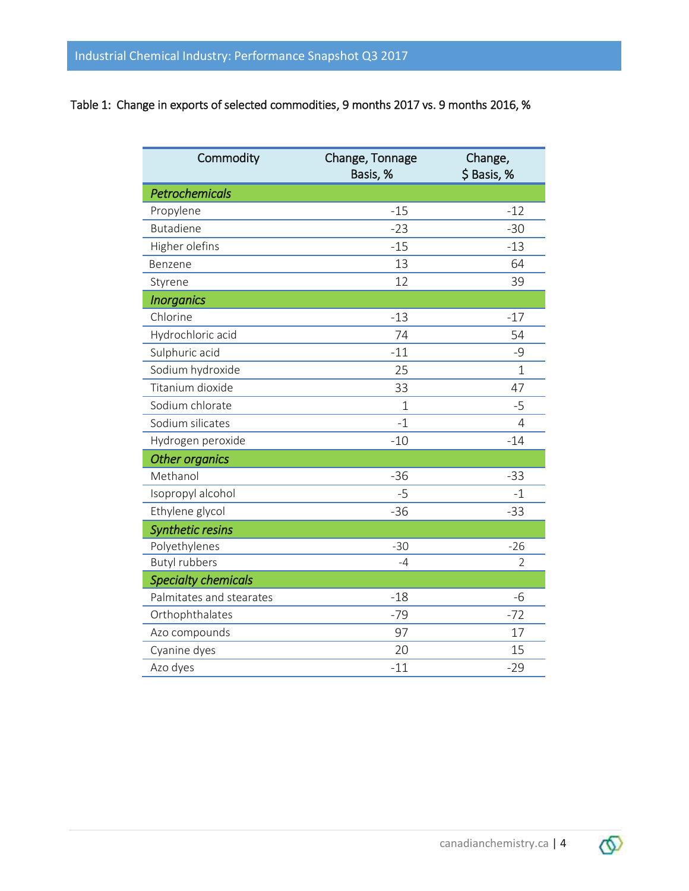Table 1: Change in exports of selected commodities, 9 months 2017 vs. 9 months 2016, %

| Commodity | Change, Tonnage Basis, % | Change, $ Basis, % |
|---|---|---|
| ***Petrochemicals*** | | |
| Propylene | -15 | -12 |
| Butadiene | -23 | -30 |
| Higher olefins | -15 | -13 |
| Benzene | 13 | 64 |
| Styrene | 12 | 39 |
| ***Inorganics*** | | |
| Chlorine | -13 | -17 |
| Hydrochloric acid | 74 | 54 |
| Sulphuric acid | -11 | -9 |
| Sodium hydroxide | 25 | 1 |
| Titanium dioxide | 33 | 47 |
| Sodium chlorate | 1 | -5 |
| Sodium silicates | -1 | 4 |
| Hydrogen peroxide | -10 | -14 |
| ***Other organics*** | | |
| Methanol | -36 | -33 |
| Isopropyl alcohol | -5 | -1 |
| Ethylene glycol | -36 | -33 |
| ***Synthetic resins*** | | |
| Polyethylenes | -30 | -26 |
| Butyl rubbers | -4 | 2 |
| ***Specialty chemicals*** | | |
| Palmitates and stearates | -18 | -6 |
| Orthophthalates | -79 | -72 |
| Azo compounds | 97 | 17 |
| Cyanine dyes | 20 | 15 |
| Azo dyes | -11 | -29 |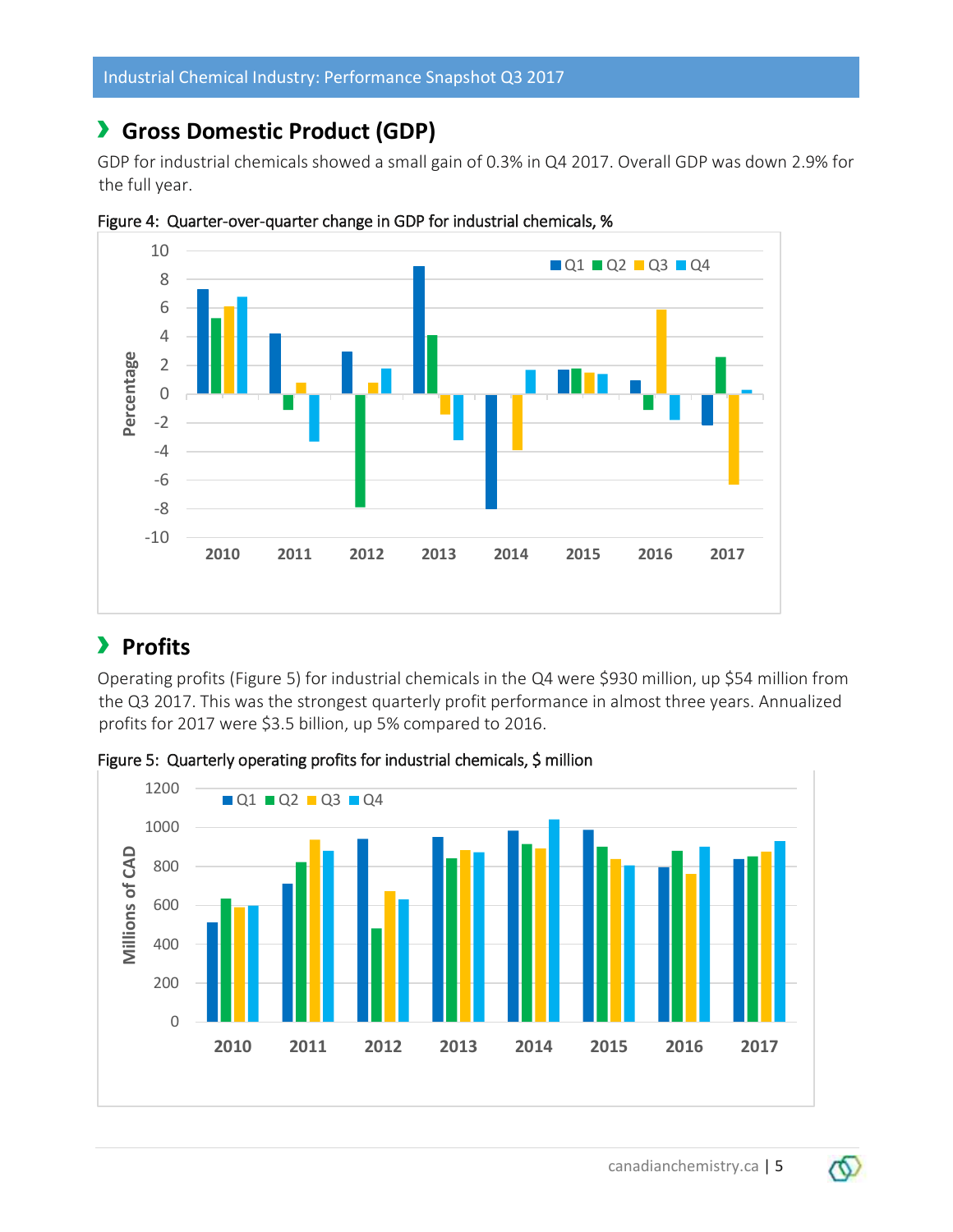## Gross Domestic Product (GDP)

GDP for industrial chemicals showed a small gain of 0.3% in Q4 2017. Overall GDP was down 2.9% for the full year.

Figure 4: Quarter-over-quarter change in GDP for industrial chemicals, %

## Profits

Operating profits (Figure 5) for industrial chemicals in the Q4 were $930 million, up $54 million from the Q3 2017. This was the strongest quarterly profit performance in almost three years. Annualized profits for 2017 were $3.5 billion, up 5% compared to 2016.

Figure 5: Quarterly operating profits for industrial chemicals, $ million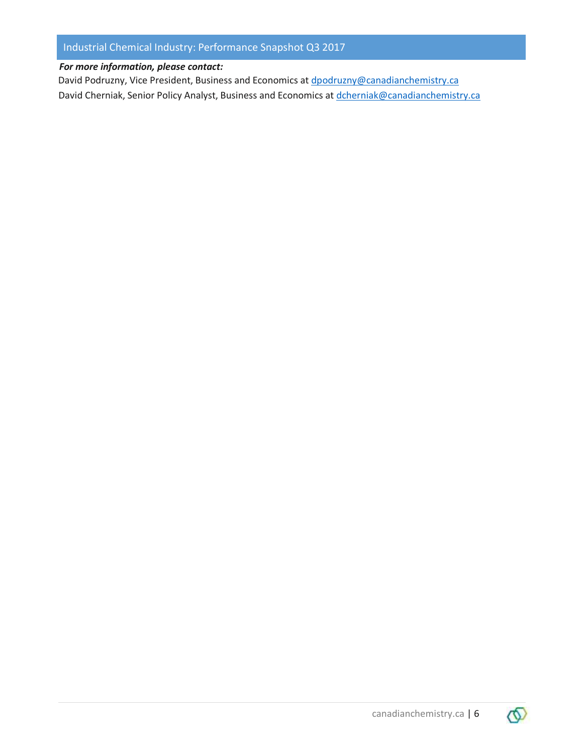***For more information, please contact:***

David Podruzny, Vice President, Business and Economics at dpodruzny@canadianchemistry.ca

David Cherniak, Senior Policy Analyst, Business and Economics at dcherniak@canadianchemistry.ca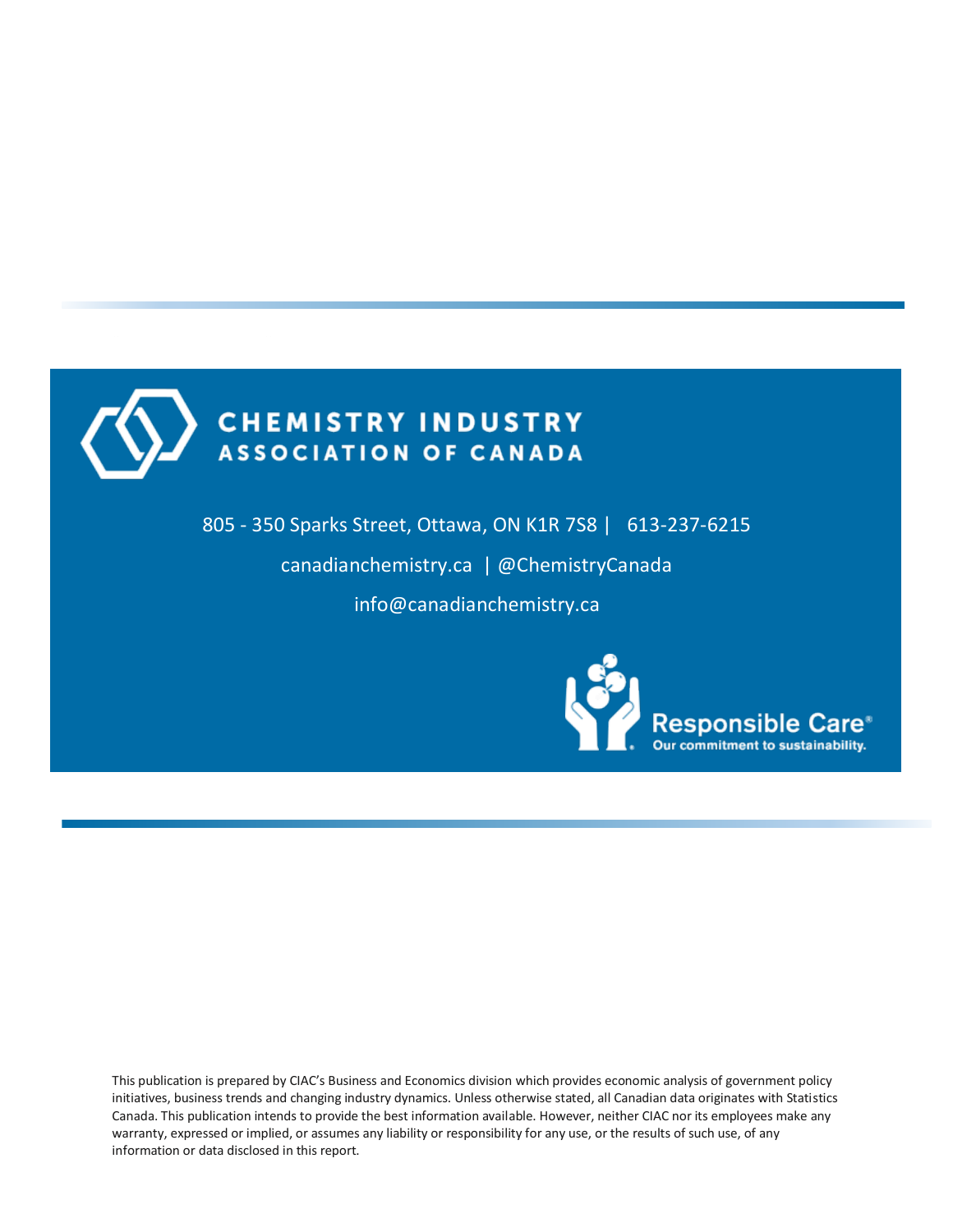**CHEMISTRY INDUSTRY ASSOCIATION OF CANADA**

805 - 350 Sparks Street, Ottawa, ON K1R 7S8 | 613-237-6215

canadianchemistry.ca | @ChemistryCanada

info@canadianchemistry.ca

Responsible Care®
Our commitment to sustainability.

This publication is prepared by CIAC's Business and Economics division which provides economic analysis of government policy initiatives, business trends and changing industry dynamics. Unless otherwise stated, all Canadian data originates with Statistics Canada. This publication intends to provide the best information available. However, neither CIAC nor its employees make any warranty, expressed or implied, or assumes any liability or responsibility for any use, or the results of such use, of any information or data disclosed in this report.